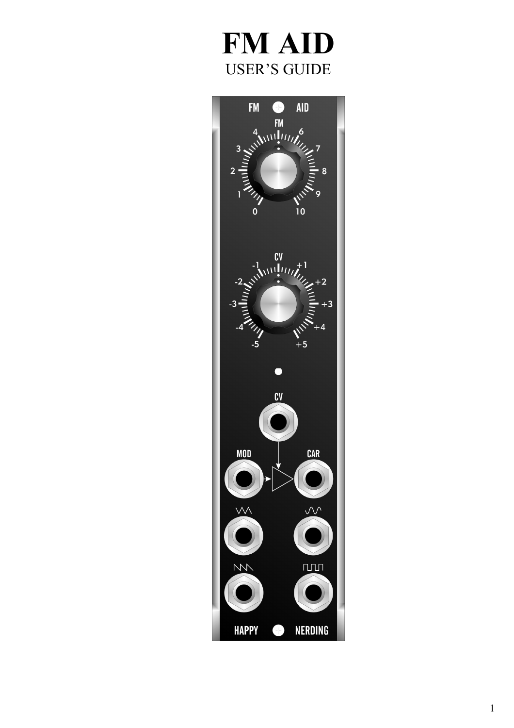# FM AID

USER'S GUIDE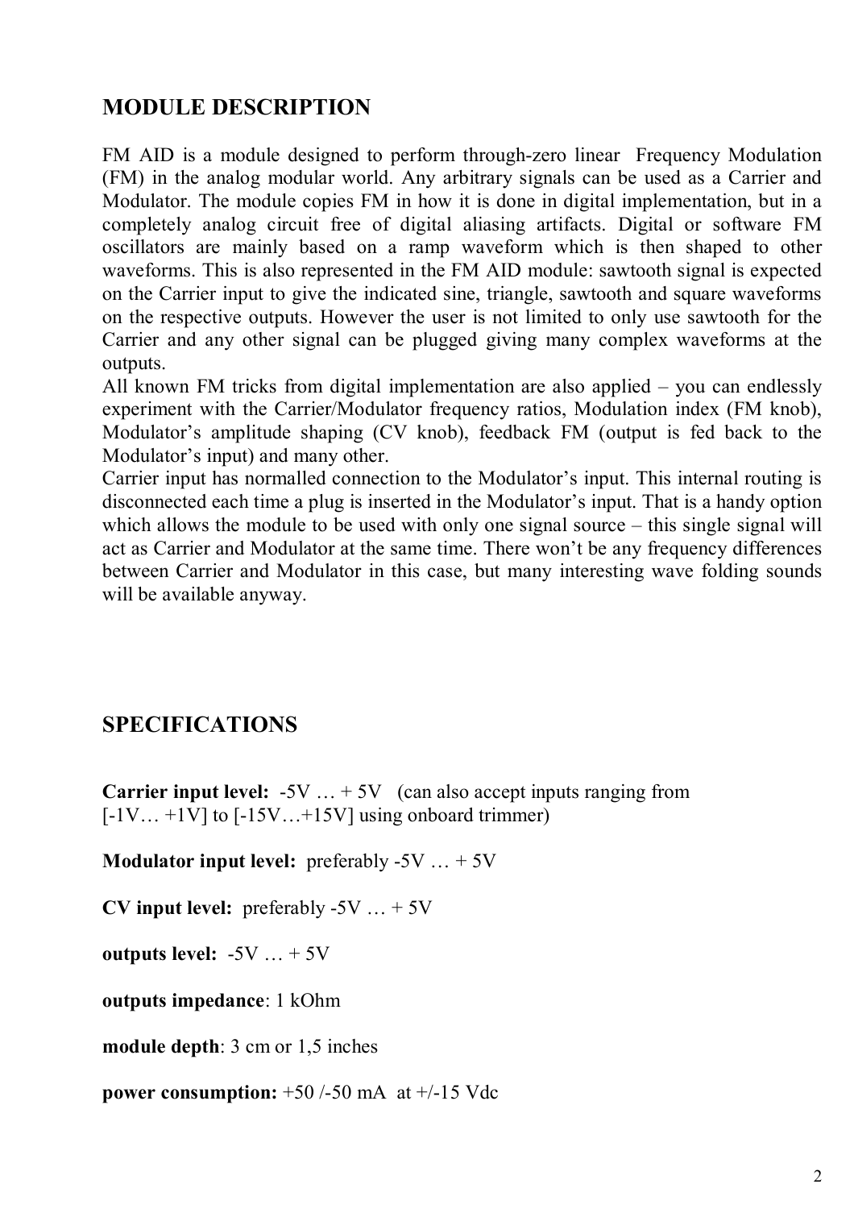## MODULE DESCRIPTION

FM AID is a module designed to perform through-zero linear Frequency Modulation (FM) in the analog modular world. Any arbitrary signals can be used as a Carrier and Modulator. The module copies FM in how it is done in digital implementation, but in a completely analog circuit free of digital aliasing artifacts. Digital or software FM oscillators are mainly based on a ramp waveform which is then shaped to other waveforms. This is also represented in the FM AID module: sawtooth signal is expected on the Carrier input to give the indicated sine, triangle, sawtooth and square waveforms on the respective outputs. However the user is not limited to only use sawtooth for the Carrier and any other signal can be plugged giving many complex waveforms at the outputs.

All known FM tricks from digital implementation are also applied – you can endlessly experiment with the Carrier/Modulator frequency ratios, Modulation index (FM knob), Modulator's amplitude shaping (CV knob), feedback FM (output is fed back to the Modulator's input) and many other.

Carrier input has normalled connection to the Modulator's input. This internal routing is disconnected each time a plug is inserted in the Modulator's input. That is a handy option which allows the module to be used with only one signal source – this single signal will act as Carrier and Modulator at the same time. There won't be any frequency differences between Carrier and Modulator in this case, but many interesting wave folding sounds will be available anyway.

## SPECIFICATIONS

**Carrier input level:** -5V … + 5V (can also accept inputs ranging from [-1V… +1V] to [-15V…+15V] using onboard trimmer)

**Modulator input level:** preferably -5V … + 5V

**CV input level:** preferably -5V … + 5V

**outputs level:** -5V … + 5V

**outputs impedance**: 1 kOhm

**module depth**: 3 cm or 1,5 inches

**power consumption:** +50 /-50 mA at +/-15 Vdc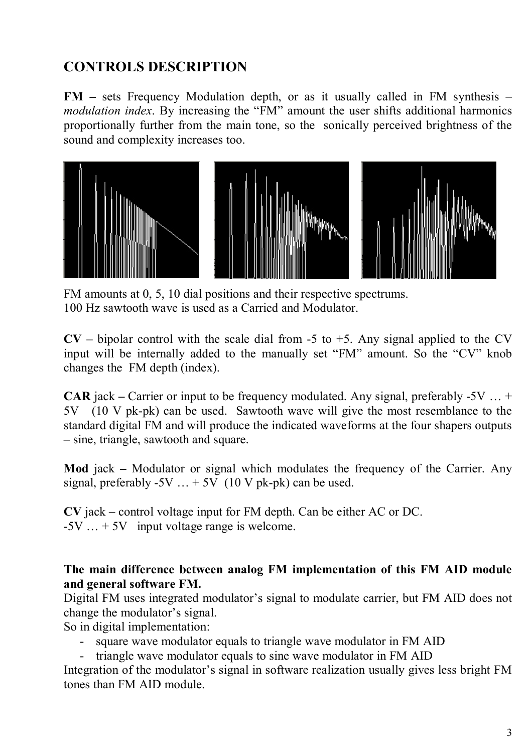## CONTROLS DESCRIPTION

**FM –** sets Frequency Modulation depth, or as it usually called in FM synthesis – *modulation index*. By increasing the "FM" amount the user shifts additional harmonics proportionally further from the main tone, so the sonically perceived brightness of the sound and complexity increases too.

FM amounts at 0, 5, 10 dial positions and their respective spectrums.
100 Hz sawtooth wave is used as a Carried and Modulator.

**CV –** bipolar control with the scale dial from -5 to +5. Any signal applied to the CV input will be internally added to the manually set "FM" amount. So the "CV" knob changes the FM depth (index).

**CAR** jack **–** Carrier or input to be frequency modulated. Any signal, preferably -5V … + 5V (10 V pk-pk) can be used. Sawtooth wave will give the most resemblance to the standard digital FM and will produce the indicated waveforms at the four shapers outputs – sine, triangle, sawtooth and square.

**Mod** jack **–** Modulator or signal which modulates the frequency of the Carrier. Any signal, preferably -5V … + 5V (10 V pk-pk) can be used.

**CV** jack **–** control voltage input for FM depth. Can be either AC or DC.
-5V … + 5V input voltage range is welcome.

**The main difference between analog FM implementation of this FM AID module and general software FM.**
Digital FM uses integrated modulator's signal to modulate carrier, but FM AID does not change the modulator's signal.
So in digital implementation:

- square wave modulator equals to triangle wave modulator in FM AID
- triangle wave modulator equals to sine wave modulator in FM AID

Integration of the modulator's signal in software realization usually gives less bright FM tones than FM AID module.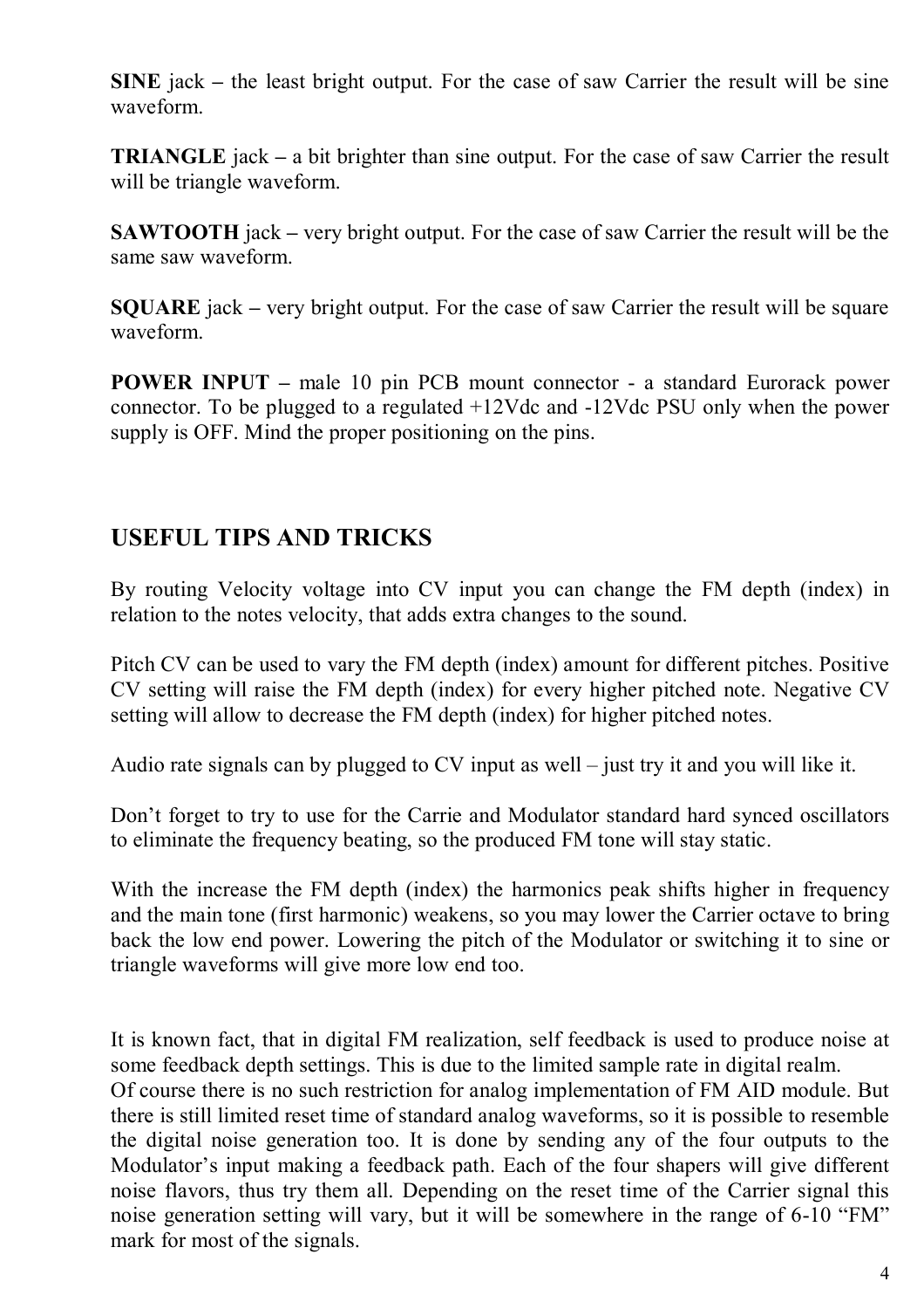**SINE** jack – the least bright output. For the case of saw Carrier the result will be sine waveform.

**TRIANGLE** jack – a bit brighter than sine output. For the case of saw Carrier the result will be triangle waveform.

**SAWTOOTH** jack – very bright output. For the case of saw Carrier the result will be the same saw waveform.

**SQUARE** jack – very bright output. For the case of saw Carrier the result will be square waveform.

**POWER INPUT** – male 10 pin PCB mount connector - a standard Eurorack power connector. To be plugged to a regulated +12Vdc and -12Vdc PSU only when the power supply is OFF. Mind the proper positioning on the pins.

## USEFUL TIPS AND TRICKS

By routing Velocity voltage into CV input you can change the FM depth (index) in relation to the notes velocity, that adds extra changes to the sound.

Pitch CV can be used to vary the FM depth (index) amount for different pitches. Positive CV setting will raise the FM depth (index) for every higher pitched note. Negative CV setting will allow to decrease the FM depth (index) for higher pitched notes.

Audio rate signals can by plugged to CV input as well – just try it and you will like it.

Don't forget to try to use for the Carrie and Modulator standard hard synced oscillators to eliminate the frequency beating, so the produced FM tone will stay static.

With the increase the FM depth (index) the harmonics peak shifts higher in frequency and the main tone (first harmonic) weakens, so you may lower the Carrier octave to bring back the low end power. Lowering the pitch of the Modulator or switching it to sine or triangle waveforms will give more low end too.

It is known fact, that in digital FM realization, self feedback is used to produce noise at some feedback depth settings. This is due to the limited sample rate in digital realm.
Of course there is no such restriction for analog implementation of FM AID module. But there is still limited reset time of standard analog waveforms, so it is possible to resemble the digital noise generation too. It is done by sending any of the four outputs to the Modulator's input making a feedback path. Each of the four shapers will give different noise flavors, thus try them all. Depending on the reset time of the Carrier signal this noise generation setting will vary, but it will be somewhere in the range of 6-10 "FM" mark for most of the signals.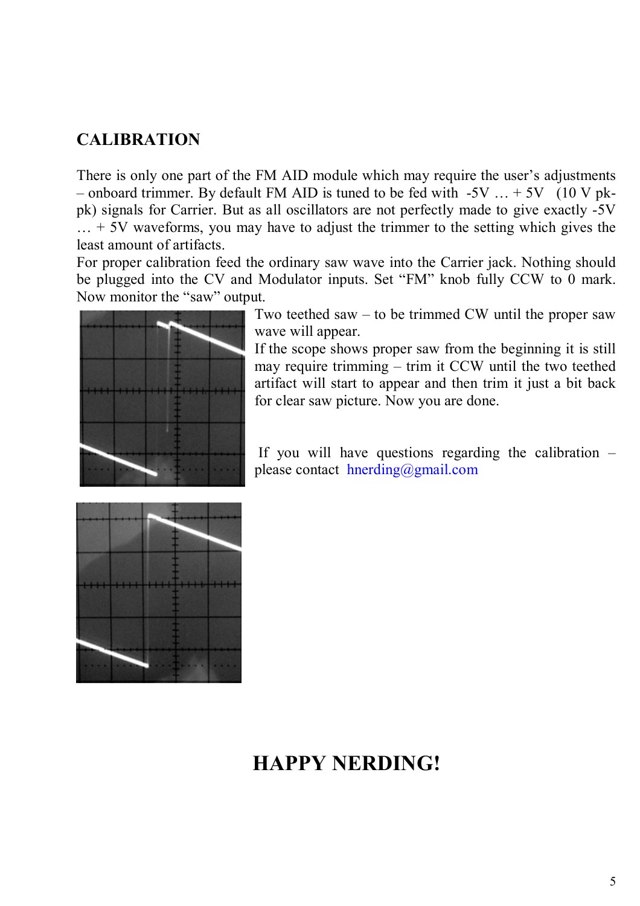## CALIBRATION

There is only one part of the FM AID module which may require the user's adjustments – onboard trimmer. By default FM AID is tuned to be fed with -5V … + 5V (10 V pk-pk) signals for Carrier. But as all oscillators are not perfectly made to give exactly -5V … + 5V waveforms, you may have to adjust the trimmer to the setting which gives the least amount of artifacts.

For proper calibration feed the ordinary saw wave into the Carrier jack. Nothing should be plugged into the CV and Modulator inputs. Set "FM" knob fully CCW to 0 mark. Now monitor the "saw" output.

Two teethed saw – to be trimmed CW until the proper saw wave will appear.

If the scope shows proper saw from the beginning it is still may require trimming – trim it CCW until the two teethed artifact will start to appear and then trim it just a bit back for clear saw picture. Now you are done.

If you will have questions regarding the calibration – please contact hnerding@gmail.com

# HAPPY NERDING!